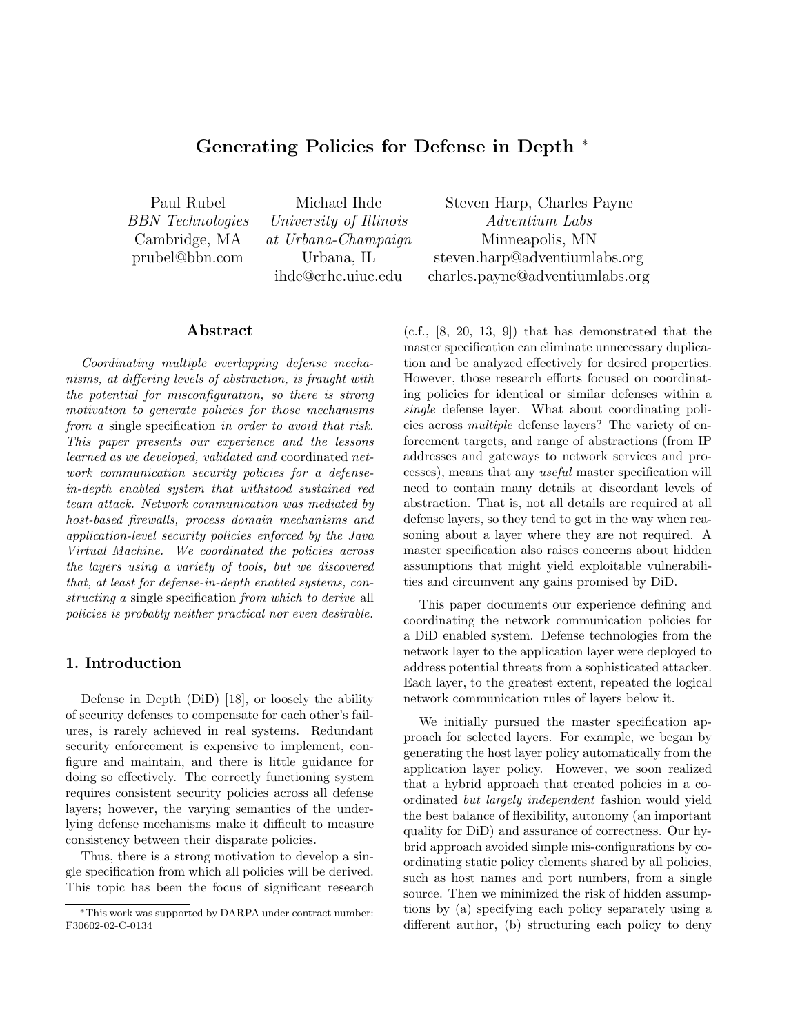# Generating Policies for Defense in Depth *

Paul Rubel
*BBN Technologies*
Cambridge, MA
prubel@bbn.com

Michael Ihde
*University of Illinois at Urbana-Champaign*
Urbana, IL
ihde@crhc.uiuc.edu

Steven Harp, Charles Payne
*Adventium Labs*
Minneapolis, MN
steven.harp@adventiumlabs.org
charles.payne@adventiumlabs.org

## Abstract

*Coordinating multiple overlapping defense mechanisms, at differing levels of abstraction, is fraught with the potential for misconfiguration, so there is strong motivation to generate policies for those mechanisms from a* single specification *in order to avoid that risk. This paper presents our experience and the lessons learned as we developed, validated and* coordinated *network communication security policies for a defense-in-depth enabled system that withstood sustained red team attack. Network communication was mediated by host-based firewalls, process domain mechanisms and application-level security policies enforced by the Java Virtual Machine. We coordinated the policies across the layers using a variety of tools, but we discovered that, at least for defense-in-depth enabled systems, constructing a* single specification *from which to derive* all *policies is probably neither practical nor even desirable.*

## 1. Introduction

Defense in Depth (DiD) [18], or loosely the ability of security defenses to compensate for each other's failures, is rarely achieved in real systems. Redundant security enforcement is expensive to implement, configure and maintain, and there is little guidance for doing so effectively. The correctly functioning system requires consistent security policies across all defense layers; however, the varying semantics of the underlying defense mechanisms make it difficult to measure consistency between their disparate policies.

Thus, there is a strong motivation to develop a single specification from which all policies will be derived. This topic has been the focus of significant research (c.f., [8, 20, 13, 9]) that has demonstrated that the master specification can eliminate unnecessary duplication and be analyzed effectively for desired properties. However, those research efforts focused on coordinating policies for identical or similar defenses within a *single* defense layer. What about coordinating policies across *multiple* defense layers? The variety of enforcement targets, and range of abstractions (from IP addresses and gateways to network services and processes), means that any *useful* master specification will need to contain many details at discordant levels of abstraction. That is, not all details are required at all defense layers, so they tend to get in the way when reasoning about a layer where they are not required. A master specification also raises concerns about hidden assumptions that might yield exploitable vulnerabilities and circumvent any gains promised by DiD.

This paper documents our experience defining and coordinating the network communication policies for a DiD enabled system. Defense technologies from the network layer to the application layer were deployed to address potential threats from a sophisticated attacker. Each layer, to the greatest extent, repeated the logical network communication rules of layers below it.

We initially pursued the master specification approach for selected layers. For example, we began by generating the host layer policy automatically from the application layer policy. However, we soon realized that a hybrid approach that created policies in a coordinated *but largely independent* fashion would yield the best balance of flexibility, autonomy (an important quality for DiD) and assurance of correctness. Our hybrid approach avoided simple mis-configurations by coordinating static policy elements shared by all policies, such as host names and port numbers, from a single source. Then we minimized the risk of hidden assumptions by (a) specifying each policy separately using a different author, (b) structuring each policy to deny

*This work was supported by DARPA under contract number: F30602-02-C-0134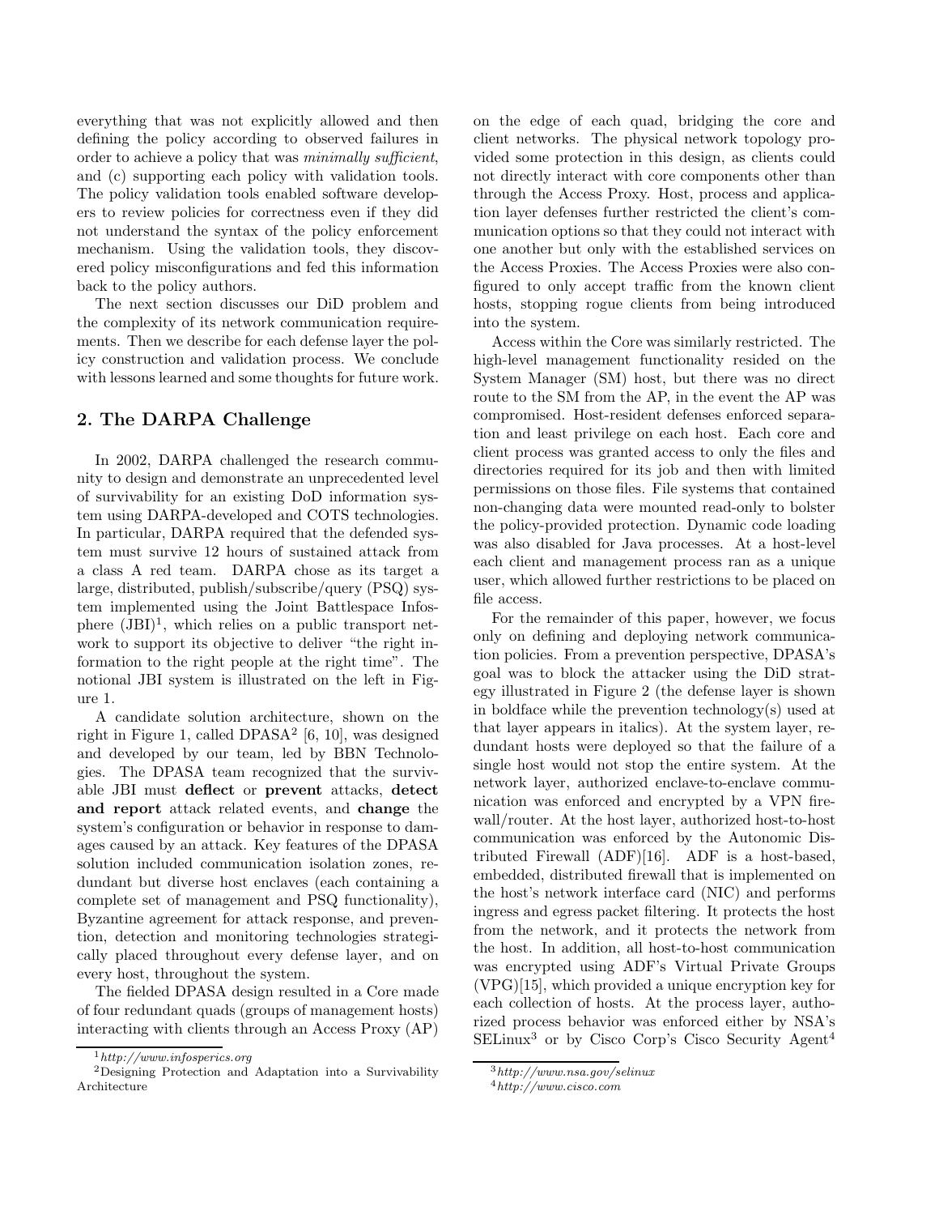everything that was not explicitly allowed and then defining the policy according to observed failures in order to achieve a policy that was *minimally sufficient*, and (c) supporting each policy with validation tools. The policy validation tools enabled software developers to review policies for correctness even if they did not understand the syntax of the policy enforcement mechanism. Using the validation tools, they discovered policy misconfigurations and fed this information back to the policy authors.

The next section discusses our DiD problem and the complexity of its network communication requirements. Then we describe for each defense layer the policy construction and validation process. We conclude with lessons learned and some thoughts for future work.

## 2. The DARPA Challenge

In 2002, DARPA challenged the research community to design and demonstrate an unprecedented level of survivability for an existing DoD information system using DARPA-developed and COTS technologies. In particular, DARPA required that the defended system must survive 12 hours of sustained attack from a class A red team. DARPA chose as its target a large, distributed, publish/subscribe/query (PSQ) system implemented using the Joint Battlespace Infosphere (JBI)[1], which relies on a public transport network to support its objective to deliver "the right information to the right people at the right time". The notional JBI system is illustrated on the left in Figure 1.

A candidate solution architecture, shown on the right in Figure 1, called DPASA[2] [6, 10], was designed and developed by our team, led by BBN Technologies. The DPASA team recognized that the survivable JBI must **deflect** or **prevent** attacks, **detect and report** attack related events, and **change** the system's configuration or behavior in response to damages caused by an attack. Key features of the DPASA solution included communication isolation zones, redundant but diverse host enclaves (each containing a complete set of management and PSQ functionality), Byzantine agreement for attack response, and prevention, detection and monitoring technologies strategically placed throughout every defense layer, and on every host, throughout the system.

The fielded DPASA design resulted in a Core made of four redundant quads (groups of management hosts) interacting with clients through an Access Proxy (AP) on the edge of each quad, bridging the core and client networks. The physical network topology provided some protection in this design, as clients could not directly interact with core components other than through the Access Proxy. Host, process and application layer defenses further restricted the client's communication options so that they could not interact with one another but only with the established services on the Access Proxies. The Access Proxies were also configured to only accept traffic from the known client hosts, stopping rogue clients from being introduced into the system.

Access within the Core was similarly restricted. The high-level management functionality resided on the System Manager (SM) host, but there was no direct route to the SM from the AP, in the event the AP was compromised. Host-resident defenses enforced separation and least privilege on each host. Each core and client process was granted access to only the files and directories required for its job and then with limited permissions on those files. File systems that contained non-changing data were mounted read-only to bolster the policy-provided protection. Dynamic code loading was also disabled for Java processes. At a host-level each client and management process ran as a unique user, which allowed further restrictions to be placed on file access.

For the remainder of this paper, however, we focus only on defining and deploying network communication policies. From a prevention perspective, DPASA's goal was to block the attacker using the DiD strategy illustrated in Figure 2 (the defense layer is shown in boldface while the prevention technology(s) used at that layer appears in italics). At the system layer, redundant hosts were deployed so that the failure of a single host would not stop the entire system. At the network layer, authorized enclave-to-enclave communication was enforced and encrypted by a VPN firewall/router. At the host layer, authorized host-to-host communication was enforced by the Autonomic Distributed Firewall (ADF)[16]. ADF is a host-based, embedded, distributed firewall that is implemented on the host's network interface card (NIC) and performs ingress and egress packet filtering. It protects the host from the network, and it protects the network from the host. In addition, all host-to-host communication was encrypted using ADF's Virtual Private Groups (VPG)[15], which provided a unique encryption key for each collection of hosts. At the process layer, authorized process behavior was enforced either by NSA's SELinux[3] or by Cisco Corp's Cisco Security Agent[4]

[1] *http://www.infosperics.org*

[2] Designing Protection and Adaptation into a Survivability Architecture

[3] *http://www.nsa.gov/selinux*

[4] *http://www.cisco.com*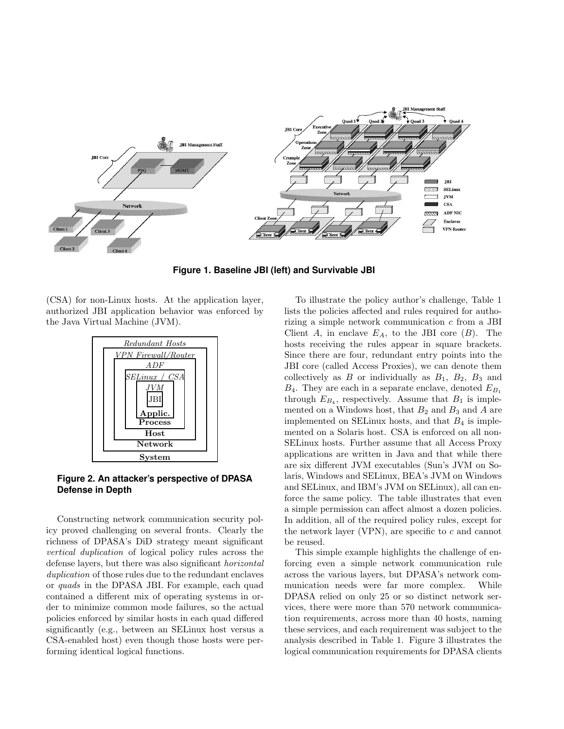**Figure 1. Baseline JBI (left) and Survivable JBI**

(CSA) for non-Linux hosts. At the application layer, authorized JBI application behavior was enforced by the Java Virtual Machine (JVM).

**Figure 2. An attacker's perspective of DPASA Defense in Depth**

Constructing network communication security policy proved challenging on several fronts. Clearly the richness of DPASA's DiD strategy meant significant *vertical duplication* of logical policy rules across the defense layers, but there was also significant *horizontal duplication* of those rules due to the redundant enclaves or *quads* in the DPASA JBI. For example, each quad contained a different mix of operating systems in order to minimize common mode failures, so the actual policies enforced by similar hosts in each quad differed significantly (e.g., between an SELinux host versus a CSA-enabled host) even though those hosts were performing identical logical functions.

To illustrate the policy author's challenge, Table 1 lists the policies affected and rules required for authorizing a simple network communication $c$ from a JBI Client $A$, in enclave $E_A$, to the JBI core ($B$). The hosts receiving the rules appear in square brackets. Since there are four, redundant entry points into the JBI core (called Access Proxies), we can denote them collectively as $B$ or individually as $B_1$, $B_2$, $B_3$ and $B_4$. They are each in a separate enclave, denoted $E_{B_1}$ through $E_{B_4}$, respectively. Assume that $B_1$ is implemented on a Windows host, that $B_2$ and $B_3$ and $A$ are implemented on SELinux hosts, and that $B_4$ is implemented on a Solaris host. CSA is enforced on all non-SELinux hosts. Further assume that all Access Proxy applications are written in Java and that while there are six different JVM executables (Sun's JVM on Solaris, Windows and SELinux, BEA's JVM on Windows and SELinux, and IBM's JVM on SELinux), all can enforce the same policy. The table illustrates that even a simple permission can affect almost a dozen policies. In addition, all of the required policy rules, except for the network layer (VPN), are specific to $c$ and cannot be reused.

This simple example highlights the challenge of enforcing even a simple network communication rule across the various layers, but DPASA's network communication needs were far more complex. While DPASA relied on only 25 or so distinct network services, there were more than 570 network communication requirements, across more than 40 hosts, naming these services, and each requirement was subject to the analysis described in Table 1. Figure 3 illustrates the logical communication requirements for DPASA clients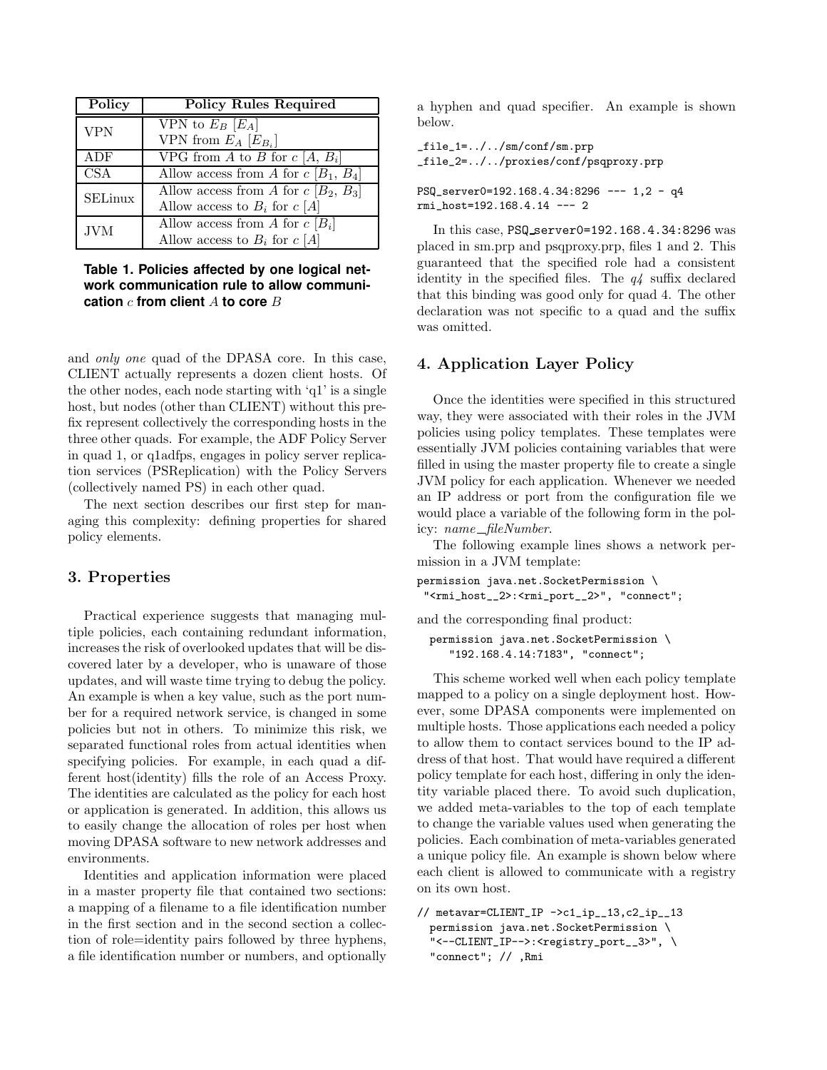| Policy | Policy Rules Required |
|---|---|
| VPN | VPN to $E_B$ [$E_A$] |
| | VPN from $E_A$ [$E_{B_i}$] |
| ADF | VPG from $A$ to $B$ for $c$ [$A$, $B_i$] |
| CSA | Allow access from $A$ for $c$ [$B_1$, $B_4$] |
| SELinux | Allow access from $A$ for $c$ [$B_2$, $B_3$] |
| | Allow access to $B_i$ for $c$ [$A$] |
| JVM | Allow access from $A$ for $c$ [$B_i$] |
| | Allow access to $B_i$ for $c$ [$A$] |

**Table 1. Policies affected by one logical network communication rule to allow communication $c$ from client $A$ to core $B$**

and *only one* quad of the DPASA core. In this case, CLIENT actually represents a dozen client hosts. Of the other nodes, each node starting with 'q1' is a single host, but nodes (other than CLIENT) without this prefix represent collectively the corresponding hosts in the three other quads. For example, the ADF Policy Server in quad 1, or q1adfps, engages in policy server replication services (PSReplication) with the Policy Servers (collectively named PS) in each other quad.

The next section describes our first step for managing this complexity: defining properties for shared policy elements.

## 3. Properties

Practical experience suggests that managing multiple policies, each containing redundant information, increases the risk of overlooked updates that will be discovered later by a developer, who is unaware of those updates, and will waste time trying to debug the policy. An example is when a key value, such as the port number for a required network service, is changed in some policies but not in others. To minimize this risk, we separated functional roles from actual identities when specifying policies. For example, in each quad a different host(identity) fills the role of an Access Proxy. The identities are calculated as the policy for each host or application is generated. In addition, this allows us to easily change the allocation of roles per host when moving DPASA software to new network addresses and environments.

Identities and application information were placed in a master property file that contained two sections: a mapping of a filename to a file identification number in the first section and in the second section a collection of role=identity pairs followed by three hyphens, a file identification number or numbers, and optionally a hyphen and quad specifier. An example is shown below.

```
_file_1=../../sm/conf/sm.prp
_file_2=../../proxies/conf/psqproxy.prp

PSQ_server0=192.168.4.34:8296 --- 1,2 - q4
rmi_host=192.168.4.14 --- 2
```

In this case, PSQ_server0=192.168.4.34:8296 was placed in sm.prp and psqproxy.prp, files 1 and 2. This guaranteed that the specified role had a consistent identity in the specified files. The *q4* suffix declared that this binding was good only for quad 4. The other declaration was not specific to a quad and the suffix was omitted.

## 4. Application Layer Policy

Once the identities were specified in this structured way, they were associated with their roles in the JVM policies using policy templates. These templates were essentially JVM policies containing variables that were filled in using the master property file to create a single JVM policy for each application. Whenever we needed an IP address or port from the configuration file we would place a variable of the following form in the policy: *name__fileNumber*.

The following example lines shows a network permission in a JVM template:

```
permission java.net.SocketPermission \
 "<rmi_host__2>:<rmi_port__2>", "connect";
```

and the corresponding final product:

```
permission java.net.SocketPermission \
    "192.168.4.14:7183", "connect";
```

This scheme worked well when each policy template mapped to a policy on a single deployment host. However, some DPASA components were implemented on multiple hosts. Those applications each needed a policy to allow them to contact services bound to the IP address of that host. That would have required a different policy template for each host, differing in only the identity variable placed there. To avoid such duplication, we added meta-variables to the top of each template to change the variable values used when generating the policies. Each combination of meta-variables generated a unique policy file. An example is shown below where each client is allowed to communicate with a registry on its own host.

```
// metavar=CLIENT_IP ->c1_ip__13,c2_ip__13
  permission java.net.SocketPermission \
  "<--CLIENT_IP-->:<registry_port__3>", \
  "connect"; // ,Rmi
```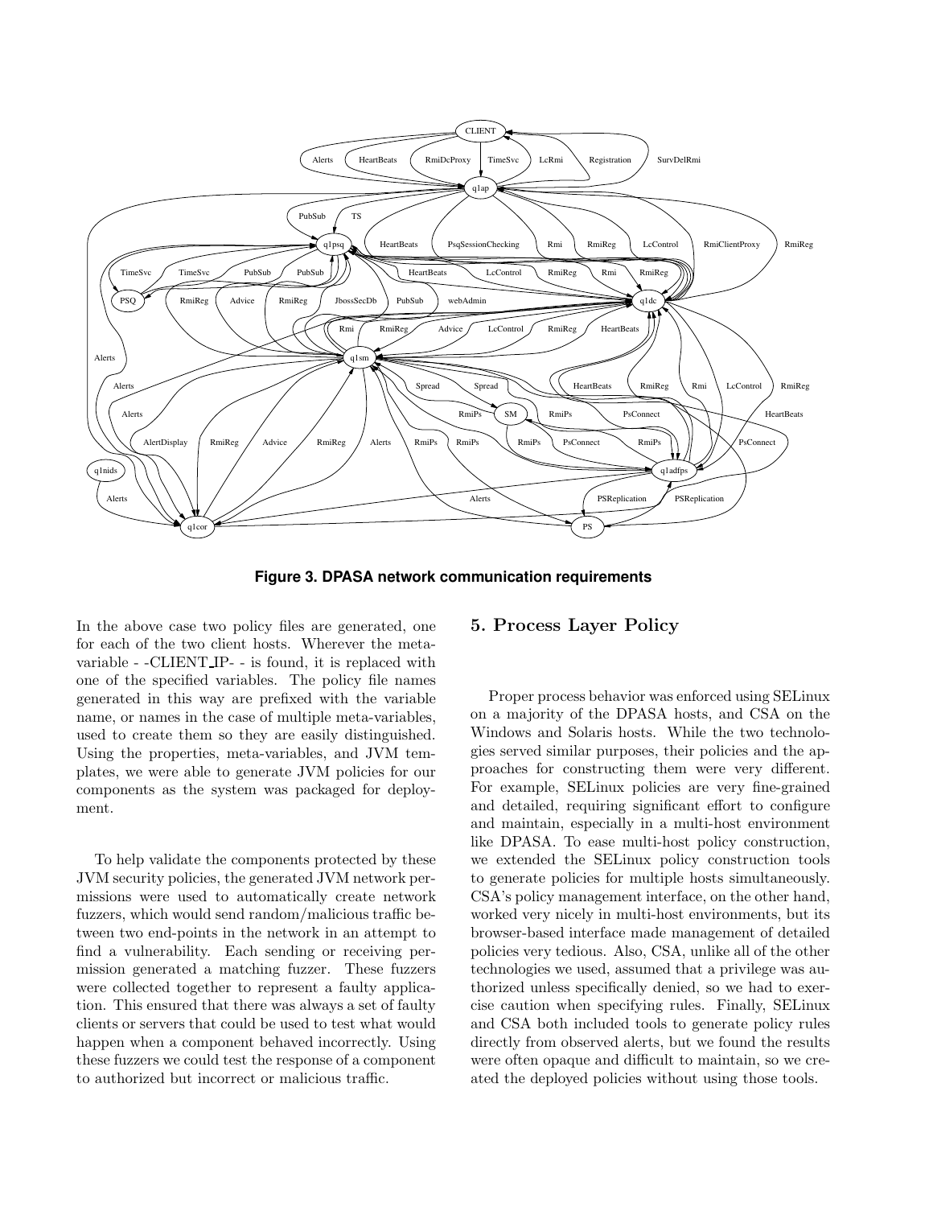CLIENT

Alerts HeartBeats RmiDcProxy TimeSvc LcRmi Registration SurvDelRmi

q1ap

PubSub TS

q1psq HeartBeats PsqSessionChecking Rmi RmiReg LcControl RmiClientProxy RmiReg

TimeSvc TimeSvc PubSub PubSub HeartBeats LcControl RmiReg Rmi RmiReg

PSQ RmiReg Advice RmiReg JbossSecDb PubSub webAdmin q1dc

Rmi RmiReg Advice LcControl RmiReg HeartBeats

Alerts q1sm

Alerts Spread Spread HeartBeats RmiReg Rmi LcControl RmiReg

Alerts RmiPs SM RmiPs PsConnect HeartBeats

AlertDisplay RmiReg Advice RmiReg Alerts RmiPs RmiPs RmiPs PsConnect RmiPs PsConnect

q1nids q1adfps

Alerts Alerts PSReplication PSReplication

q1cor PS

**Figure 3. DPASA network communication requirements**

In the above case two policy files are generated, one for each of the two client hosts. Wherever the meta-variable - -CLIENT_IP- - is found, it is replaced with one of the specified variables. The policy file names generated in this way are prefixed with the variable name, or names in the case of multiple meta-variables, used to create them so they are easily distinguished. Using the properties, meta-variables, and JVM templates, we were able to generate JVM policies for our components as the system was packaged for deployment.

To help validate the components protected by these JVM security policies, the generated JVM network permissions were used to automatically create network fuzzers, which would send random/malicious traffic between two end-points in the network in an attempt to find a vulnerability. Each sending or receiving permission generated a matching fuzzer. These fuzzers were collected together to represent a faulty application. This ensured that there was always a set of faulty clients or servers that could be used to test what would happen when a component behaved incorrectly. Using these fuzzers we could test the response of a component to authorized but incorrect or malicious traffic.

## 5. Process Layer Policy

Proper process behavior was enforced using SELinux on a majority of the DPASA hosts, and CSA on the Windows and Solaris hosts. While the two technologies served similar purposes, their policies and the approaches for constructing them were very different. For example, SELinux policies are very fine-grained and detailed, requiring significant effort to configure and maintain, especially in a multi-host environment like DPASA. To ease multi-host policy construction, we extended the SELinux policy construction tools to generate policies for multiple hosts simultaneously. CSA's policy management interface, on the other hand, worked very nicely in multi-host environments, but its browser-based interface made management of detailed policies very tedious. Also, CSA, unlike all of the other technologies we used, assumed that a privilege was authorized unless specifically denied, so we had to exercise caution when specifying rules. Finally, SELinux and CSA both included tools to generate policy rules directly from observed alerts, but we found the results were often opaque and difficult to maintain, so we created the deployed policies without using those tools.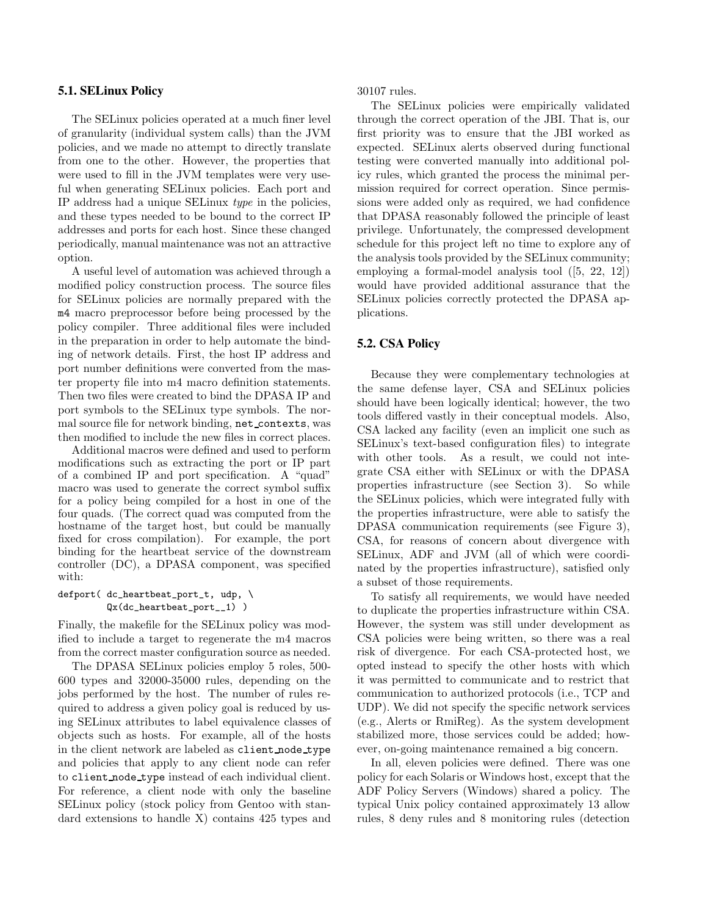## 5.1. SELinux Policy

The SELinux policies operated at a much finer level of granularity (individual system calls) than the JVM policies, and we made no attempt to directly translate from one to the other. However, the properties that were used to fill in the JVM templates were very useful when generating SELinux policies. Each port and IP address had a unique SELinux *type* in the policies, and these types needed to be bound to the correct IP addresses and ports for each host. Since these changed periodically, manual maintenance was not an attractive option.

A useful level of automation was achieved through a modified policy construction process. The source files for SELinux policies are normally prepared with the `m4` macro preprocessor before being processed by the policy compiler. Three additional files were included in the preparation in order to help automate the binding of network details. First, the host IP address and port number definitions were converted from the master property file into m4 macro definition statements. Then two files were created to bind the DPASA IP and port symbols to the SELinux type symbols. The normal source file for network binding, `net_contexts`, was then modified to include the new files in correct places.

Additional macros were defined and used to perform modifications such as extracting the port or IP part of a combined IP and port specification. A "quad" macro was used to generate the correct symbol suffix for a policy being compiled for a host in one of the four quads. (The correct quad was computed from the hostname of the target host, but could be manually fixed for cross compilation). For example, the port binding for the heartbeat service of the downstream controller (DC), a DPASA component, was specified with:

```
defport( dc_heartbeat_port_t, udp, \
         Qx(dc_heartbeat_port__1) )
```

Finally, the makefile for the SELinux policy was modified to include a target to regenerate the m4 macros from the correct master configuration source as needed.

The DPASA SELinux policies employ 5 roles, 500-600 types and 32000-35000 rules, depending on the jobs performed by the host. The number of rules required to address a given policy goal is reduced by using SELinux attributes to label equivalence classes of objects such as hosts. For example, all of the hosts in the client network are labeled as `client_node_type` and policies that apply to any client node can refer to `client_node_type` instead of each individual client. For reference, a client node with only the baseline SELinux policy (stock policy from Gentoo with standard extensions to handle X) contains 425 types and 30107 rules.

The SELinux policies were empirically validated through the correct operation of the JBI. That is, our first priority was to ensure that the JBI worked as expected. SELinux alerts observed during functional testing were converted manually into additional policy rules, which granted the process the minimal permission required for correct operation. Since permissions were added only as required, we had confidence that DPASA reasonably followed the principle of least privilege. Unfortunately, the compressed development schedule for this project left no time to explore any of the analysis tools provided by the SELinux community; employing a formal-model analysis tool ([5, 22, 12]) would have provided additional assurance that the SELinux policies correctly protected the DPASA applications.

## 5.2. CSA Policy

Because they were complementary technologies at the same defense layer, CSA and SELinux policies should have been logically identical; however, the two tools differed vastly in their conceptual models. Also, CSA lacked any facility (even an implicit one such as SELinux's text-based configuration files) to integrate with other tools. As a result, we could not integrate CSA either with SELinux or with the DPASA properties infrastructure (see Section 3). So while the SELinux policies, which were integrated fully with the properties infrastructure, were able to satisfy the DPASA communication requirements (see Figure 3), CSA, for reasons of concern about divergence with SELinux, ADF and JVM (all of which were coordinated by the properties infrastructure), satisfied only a subset of those requirements.

To satisfy all requirements, we would have needed to duplicate the properties infrastructure within CSA. However, the system was still under development as CSA policies were being written, so there was a real risk of divergence. For each CSA-protected host, we opted instead to specify the other hosts with which it was permitted to communicate and to restrict that communication to authorized protocols (i.e., TCP and UDP). We did not specify the specific network services (e.g., Alerts or RmiReg). As the system development stabilized more, those services could be added; however, on-going maintenance remained a big concern.

In all, eleven policies were defined. There was one policy for each Solaris or Windows host, except that the ADF Policy Servers (Windows) shared a policy. The typical Unix policy contained approximately 13 allow rules, 8 deny rules and 8 monitoring rules (detection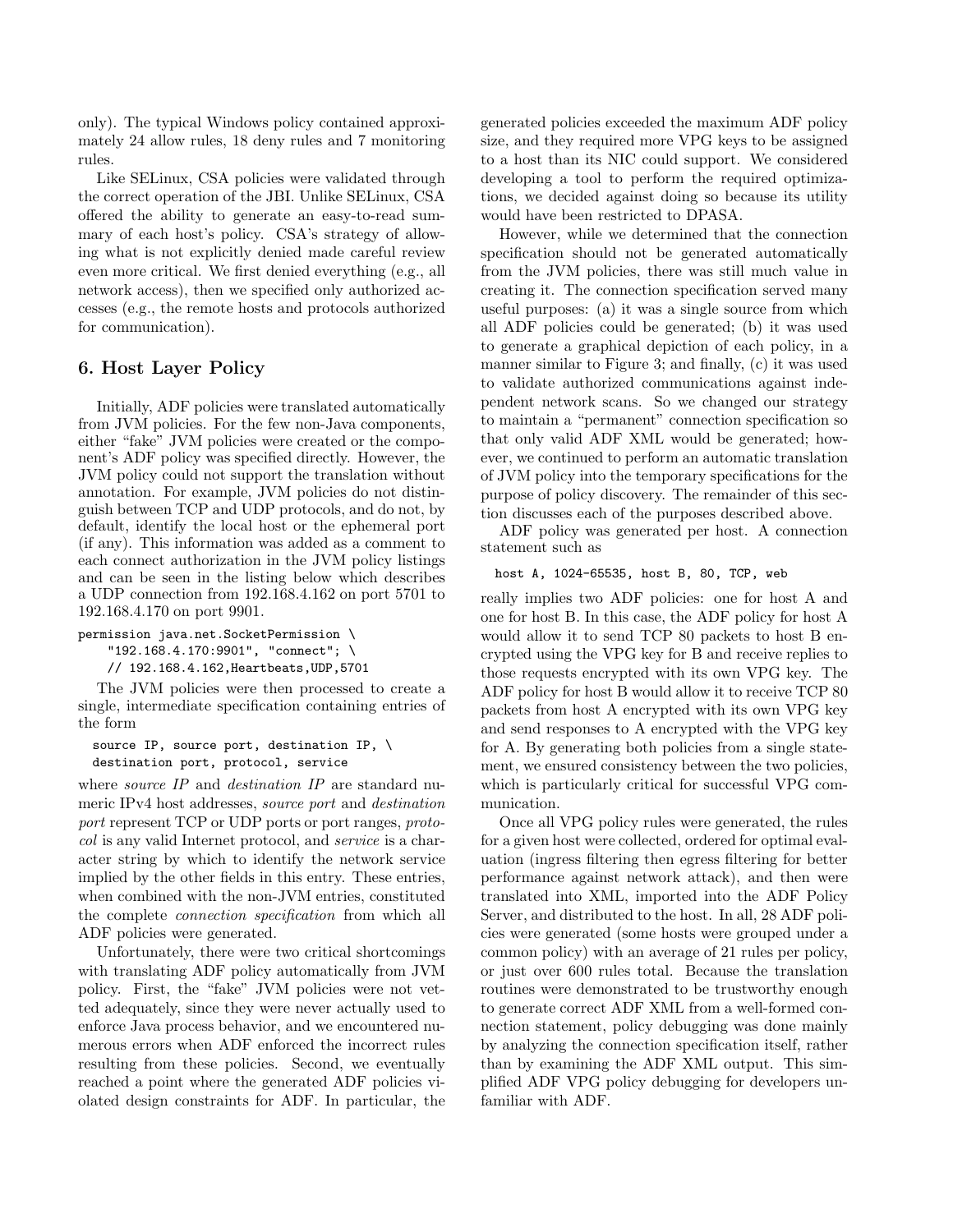only). The typical Windows policy contained approximately 24 allow rules, 18 deny rules and 7 monitoring rules.

Like SELinux, CSA policies were validated through the correct operation of the JBI. Unlike SELinux, CSA offered the ability to generate an easy-to-read summary of each host's policy. CSA's strategy of allowing what is not explicitly denied made careful review even more critical. We first denied everything (e.g., all network access), then we specified only authorized accesses (e.g., the remote hosts and protocols authorized for communication).

## 6. Host Layer Policy

Initially, ADF policies were translated automatically from JVM policies. For the few non-Java components, either "fake" JVM policies were created or the component's ADF policy was specified directly. However, the JVM policy could not support the translation without annotation. For example, JVM policies do not distinguish between TCP and UDP protocols, and do not, by default, identify the local host or the ephemeral port (if any). This information was added as a comment to each connect authorization in the JVM policy listings and can be seen in the listing below which describes a UDP connection from 192.168.4.162 on port 5701 to 192.168.4.170 on port 9901.

```
permission java.net.SocketPermission \
    "192.168.4.170:9901", "connect"; \
    // 192.168.4.162,Heartbeats,UDP,5701
```

The JVM policies were then processed to create a single, intermediate specification containing entries of the form

```
source IP, source port, destination IP, \
destination port, protocol, service
```

where *source IP* and *destination IP* are standard numeric IPv4 host addresses, *source port* and *destination port* represent TCP or UDP ports or port ranges, *protocol* is any valid Internet protocol, and *service* is a character string by which to identify the network service implied by the other fields in this entry. These entries, when combined with the non-JVM entries, constituted the complete *connection specification* from which all ADF policies were generated.

Unfortunately, there were two critical shortcomings with translating ADF policy automatically from JVM policy. First, the "fake" JVM policies were not vetted adequately, since they were never actually used to enforce Java process behavior, and we encountered numerous errors when ADF enforced the incorrect rules resulting from these policies. Second, we eventually reached a point where the generated ADF policies violated design constraints for ADF. In particular, the generated policies exceeded the maximum ADF policy size, and they required more VPG keys to be assigned to a host than its NIC could support. We considered developing a tool to perform the required optimizations, we decided against doing so because its utility would have been restricted to DPASA.

However, while we determined that the connection specification should not be generated automatically from the JVM policies, there was still much value in creating it. The connection specification served many useful purposes: (a) it was a single source from which all ADF policies could be generated; (b) it was used to generate a graphical depiction of each policy, in a manner similar to Figure 3; and finally, (c) it was used to validate authorized communications against independent network scans. So we changed our strategy to maintain a "permanent" connection specification so that only valid ADF XML would be generated; however, we continued to perform an automatic translation of JVM policy into the temporary specifications for the purpose of policy discovery. The remainder of this section discusses each of the purposes described above.

ADF policy was generated per host. A connection statement such as

```
host A, 1024-65535, host B, 80, TCP, web
```

really implies two ADF policies: one for host A and one for host B. In this case, the ADF policy for host A would allow it to send TCP 80 packets to host B encrypted using the VPG key for B and receive replies to those requests encrypted with its own VPG key. The ADF policy for host B would allow it to receive TCP 80 packets from host A encrypted with its own VPG key and send responses to A encrypted with the VPG key for A. By generating both policies from a single statement, we ensured consistency between the two policies, which is particularly critical for successful VPG communication.

Once all VPG policy rules were generated, the rules for a given host were collected, ordered for optimal evaluation (ingress filtering then egress filtering for better performance against network attack), and then were translated into XML, imported into the ADF Policy Server, and distributed to the host. In all, 28 ADF policies were generated (some hosts were grouped under a common policy) with an average of 21 rules per policy, or just over 600 rules total. Because the translation routines were demonstrated to be trustworthy enough to generate correct ADF XML from a well-formed connection statement, policy debugging was done mainly by analyzing the connection specification itself, rather than by examining the ADF XML output. This simplified ADF VPG policy debugging for developers unfamiliar with ADF.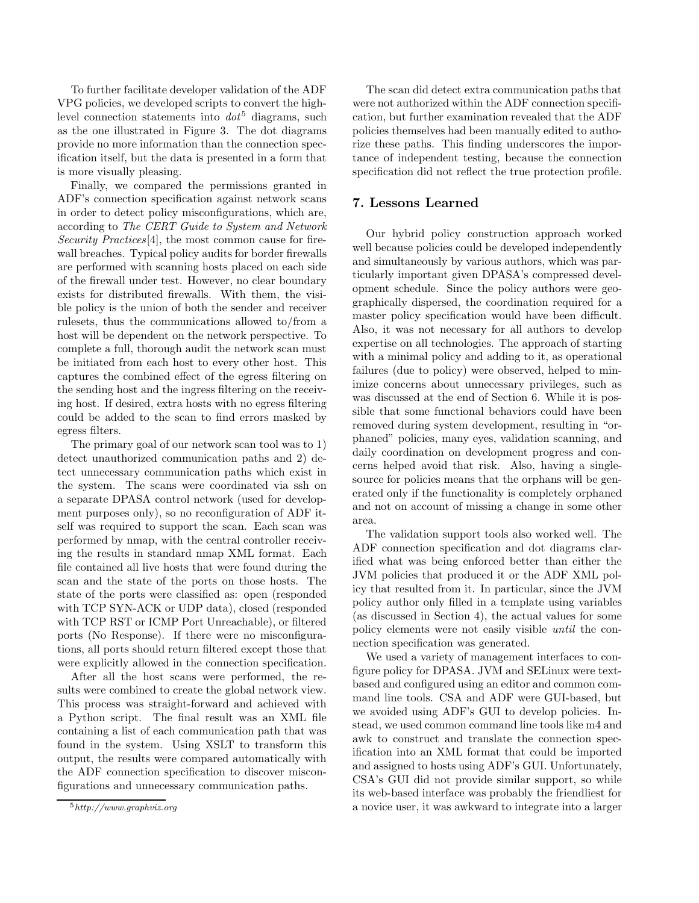To further facilitate developer validation of the ADF VPG policies, we developed scripts to convert the high-level connection statements into *dot*[5] diagrams, such as the one illustrated in Figure 3. The dot diagrams provide no more information than the connection specification itself, but the data is presented in a form that is more visually pleasing.

Finally, we compared the permissions granted in ADF's connection specification against network scans in order to detect policy misconfigurations, which are, according to *The CERT Guide to System and Network Security Practices*[4], the most common cause for firewall breaches. Typical policy audits for border firewalls are performed with scanning hosts placed on each side of the firewall under test. However, no clear boundary exists for distributed firewalls. With them, the visible policy is the union of both the sender and receiver rulesets, thus the communications allowed to/from a host will be dependent on the network perspective. To complete a full, thorough audit the network scan must be initiated from each host to every other host. This captures the combined effect of the egress filtering on the sending host and the ingress filtering on the receiving host. If desired, extra hosts with no egress filtering could be added to the scan to find errors masked by egress filters.

The primary goal of our network scan tool was to 1) detect unauthorized communication paths and 2) detect unnecessary communication paths which exist in the system. The scans were coordinated via ssh on a separate DPASA control network (used for development purposes only), so no reconfiguration of ADF itself was required to support the scan. Each scan was performed by nmap, with the central controller receiving the results in standard nmap XML format. Each file contained all live hosts that were found during the scan and the state of the ports on those hosts. The state of the ports were classified as: open (responded with TCP SYN-ACK or UDP data), closed (responded with TCP RST or ICMP Port Unreachable), or filtered ports (No Response). If there were no misconfigurations, all ports should return filtered except those that were explicitly allowed in the connection specification.

After all the host scans were performed, the results were combined to create the global network view. This process was straight-forward and achieved with a Python script. The final result was an XML file containing a list of each communication path that was found in the system. Using XSLT to transform this output, the results were compared automatically with the ADF connection specification to discover misconfigurations and unnecessary communication paths.

[5] *http://www.graphviz.org*

The scan did detect extra communication paths that were not authorized within the ADF connection specification, but further examination revealed that the ADF policies themselves had been manually edited to authorize these paths. This finding underscores the importance of independent testing, because the connection specification did not reflect the true protection profile.

## 7. Lessons Learned

Our hybrid policy construction approach worked well because policies could be developed independently and simultaneously by various authors, which was particularly important given DPASA's compressed development schedule. Since the policy authors were geographically dispersed, the coordination required for a master policy specification would have been difficult. Also, it was not necessary for all authors to develop expertise on all technologies. The approach of starting with a minimal policy and adding to it, as operational failures (due to policy) were observed, helped to minimize concerns about unnecessary privileges, such as was discussed at the end of Section 6. While it is possible that some functional behaviors could have been removed during system development, resulting in "orphaned" policies, many eyes, validation scanning, and daily coordination on development progress and concerns helped avoid that risk. Also, having a single-source for policies means that the orphans will be generated only if the functionality is completely orphaned and not on account of missing a change in some other area.

The validation support tools also worked well. The ADF connection specification and dot diagrams clarified what was being enforced better than either the JVM policies that produced it or the ADF XML policy that resulted from it. In particular, since the JVM policy author only filled in a template using variables (as discussed in Section 4), the actual values for some policy elements were not easily visible *until* the connection specification was generated.

We used a variety of management interfaces to configure policy for DPASA. JVM and SELinux were text-based and configured using an editor and common command line tools. CSA and ADF were GUI-based, but we avoided using ADF's GUI to develop policies. Instead, we used common command line tools like m4 and awk to construct and translate the connection specification into an XML format that could be imported and assigned to hosts using ADF's GUI. Unfortunately, CSA's GUI did not provide similar support, so while its web-based interface was probably the friendliest for a novice user, it was awkward to integrate into a larger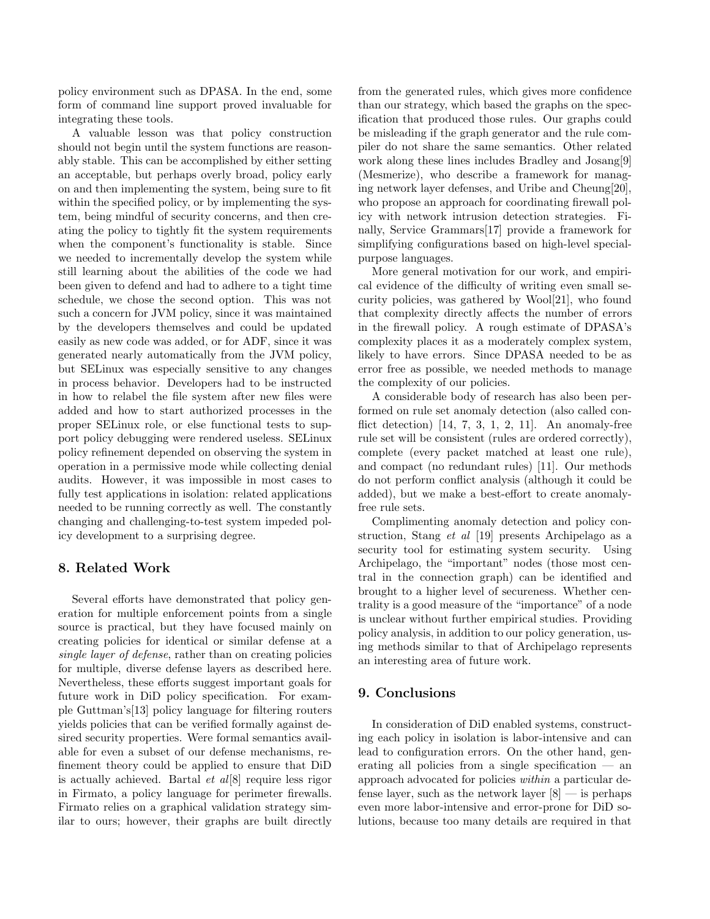policy environment such as DPASA. In the end, some form of command line support proved invaluable for integrating these tools.

A valuable lesson was that policy construction should not begin until the system functions are reasonably stable. This can be accomplished by either setting an acceptable, but perhaps overly broad, policy early on and then implementing the system, being sure to fit within the specified policy, or by implementing the system, being mindful of security concerns, and then creating the policy to tightly fit the system requirements when the component's functionality is stable. Since we needed to incrementally develop the system while still learning about the abilities of the code we had been given to defend and had to adhere to a tight time schedule, we chose the second option. This was not such a concern for JVM policy, since it was maintained by the developers themselves and could be updated easily as new code was added, or for ADF, since it was generated nearly automatically from the JVM policy, but SELinux was especially sensitive to any changes in process behavior. Developers had to be instructed in how to relabel the file system after new files were added and how to start authorized processes in the proper SELinux role, or else functional tests to support policy debugging were rendered useless. SELinux policy refinement depended on observing the system in operation in a permissive mode while collecting denial audits. However, it was impossible in most cases to fully test applications in isolation: related applications needed to be running correctly as well. The constantly changing and challenging-to-test system impeded policy development to a surprising degree.

## 8. Related Work

Several efforts have demonstrated that policy generation for multiple enforcement points from a single source is practical, but they have focused mainly on creating policies for identical or similar defense at a *single layer of defense*, rather than on creating policies for multiple, diverse defense layers as described here. Nevertheless, these efforts suggest important goals for future work in DiD policy specification. For example Guttman's[13] policy language for filtering routers yields policies that can be verified formally against desired security properties. Were formal semantics available for even a subset of our defense mechanisms, refinement theory could be applied to ensure that DiD is actually achieved. Bartal *et al*[8] require less rigor in Firmato, a policy language for perimeter firewalls. Firmato relies on a graphical validation strategy similar to ours; however, their graphs are built directly from the generated rules, which gives more confidence than our strategy, which based the graphs on the specification that produced those rules. Our graphs could be misleading if the graph generator and the rule compiler do not share the same semantics. Other related work along these lines includes Bradley and Josang[9] (Mesmerize), who describe a framework for managing network layer defenses, and Uribe and Cheung[20], who propose an approach for coordinating firewall policy with network intrusion detection strategies. Finally, Service Grammars[17] provide a framework for simplifying configurations based on high-level special-purpose languages.

More general motivation for our work, and empirical evidence of the difficulty of writing even small security policies, was gathered by Wool[21], who found that complexity directly affects the number of errors in the firewall policy. A rough estimate of DPASA's complexity places it as a moderately complex system, likely to have errors. Since DPASA needed to be as error free as possible, we needed methods to manage the complexity of our policies.

A considerable body of research has also been performed on rule set anomaly detection (also called conflict detection) [14, 7, 3, 1, 2, 11]. An anomaly-free rule set will be consistent (rules are ordered correctly), complete (every packet matched at least one rule), and compact (no redundant rules) [11]. Our methods do not perform conflict analysis (although it could be added), but we make a best-effort to create anomaly-free rule sets.

Complimenting anomaly detection and policy construction, Stang *et al* [19] presents Archipelago as a security tool for estimating system security. Using Archipelago, the "important" nodes (those most central in the connection graph) can be identified and brought to a higher level of secureness. Whether centrality is a good measure of the "importance" of a node is unclear without further empirical studies. Providing policy analysis, in addition to our policy generation, using methods similar to that of Archipelago represents an interesting area of future work.

## 9. Conclusions

In consideration of DiD enabled systems, constructing each policy in isolation is labor-intensive and can lead to configuration errors. On the other hand, generating all policies from a single specification — an approach advocated for policies *within* a particular defense layer, such as the network layer [8] — is perhaps even more labor-intensive and error-prone for DiD solutions, because too many details are required in that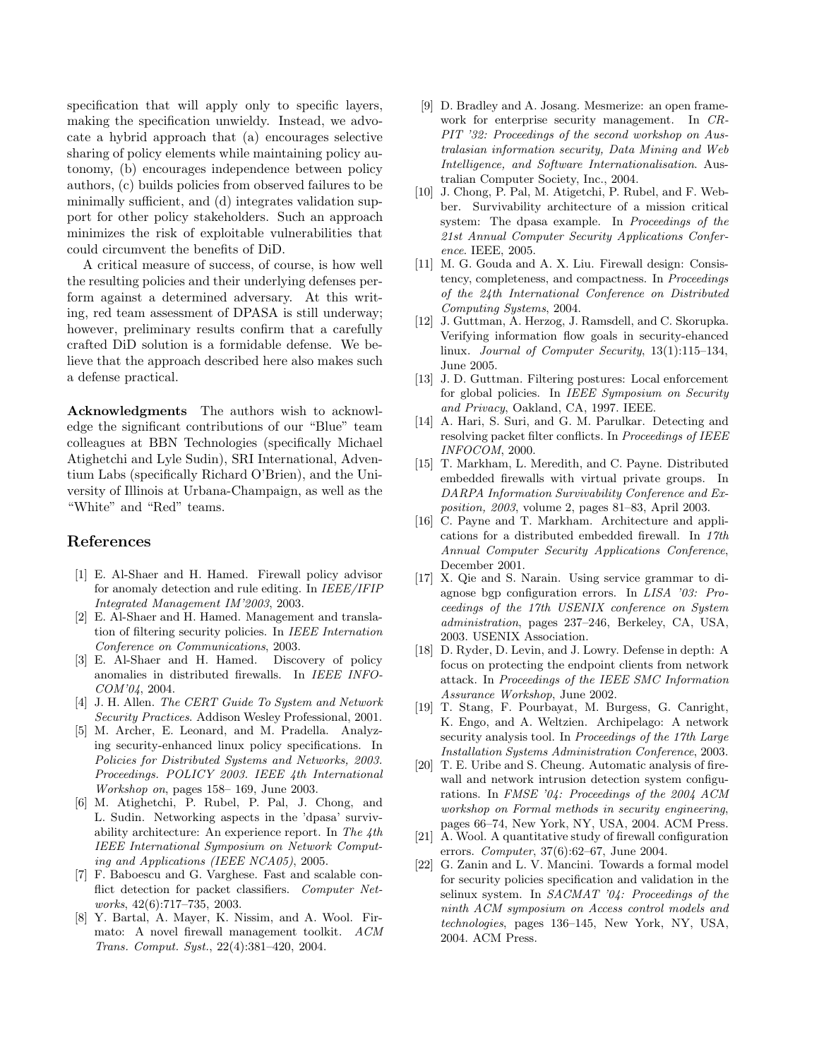specification that will apply only to specific layers, making the specification unwieldy. Instead, we advocate a hybrid approach that (a) encourages selective sharing of policy elements while maintaining policy autonomy, (b) encourages independence between policy authors, (c) builds policies from observed failures to be minimally sufficient, and (d) integrates validation support for other policy stakeholders. Such an approach minimizes the risk of exploitable vulnerabilities that could circumvent the benefits of DiD.

A critical measure of success, of course, is how well the resulting policies and their underlying defenses perform against a determined adversary. At this writing, red team assessment of DPASA is still underway; however, preliminary results confirm that a carefully crafted DiD solution is a formidable defense. We believe that the approach described here also makes such a defense practical.

**Acknowledgments** The authors wish to acknowledge the significant contributions of our "Blue" team colleagues at BBN Technologies (specifically Michael Atighetchi and Lyle Sudin), SRI International, Adventium Labs (specifically Richard O'Brien), and the University of Illinois at Urbana-Champaign, as well as the "White" and "Red" teams.

## References

[1] E. Al-Shaer and H. Hamed. Firewall policy advisor for anomaly detection and rule editing. In *IEEE/IFIP Integrated Management IM'2003*, 2003.

[2] E. Al-Shaer and H. Hamed. Management and translation of filtering security policies. In *IEEE Internation Conference on Communications*, 2003.

[3] E. Al-Shaer and H. Hamed. Discovery of policy anomalies in distributed firewalls. In *IEEE INFOCOM'04*, 2004.

[4] J. H. Allen. *The CERT Guide To System and Network Security Practices*. Addison Wesley Professional, 2001.

[5] M. Archer, E. Leonard, and M. Pradella. Analyzing security-enhanced linux policy specifications. In *Policies for Distributed Systems and Networks, 2003. Proceedings. POLICY 2003. IEEE 4th International Workshop on*, pages 158– 169, June 2003.

[6] M. Atighetchi, P. Rubel, P. Pal, J. Chong, and L. Sudin. Networking aspects in the 'dpasa' survivability architecture: An experience report. In *The 4th IEEE International Symposium on Network Computing and Applications (IEEE NCA05)*, 2005.

[7] F. Baboescu and G. Varghese. Fast and scalable conflict detection for packet classifiers. *Computer Networks*, 42(6):717–735, 2003.

[8] Y. Bartal, A. Mayer, K. Nissim, and A. Wool. Firmato: A novel firewall management toolkit. *ACM Trans. Comput. Syst.*, 22(4):381–420, 2004.

[9] D. Bradley and A. Josang. Mesmerize: an open framework for enterprise security management. In *CRPIT '32: Proceedings of the second workshop on Australasian information security, Data Mining and Web Intelligence, and Software Internationalisation*. Australian Computer Society, Inc., 2004.

[10] J. Chong, P. Pal, M. Atigetchi, P. Rubel, and F. Webber. Survivability architecture of a mission critical system: The dpasa example. In *Proceedings of the 21st Annual Computer Security Applications Conference*. IEEE, 2005.

[11] M. G. Gouda and A. X. Liu. Firewall design: Consistency, completeness, and compactness. In *Proceedings of the 24th International Conference on Distributed Computing Systems*, 2004.

[12] J. Guttman, A. Herzog, J. Ramsdell, and C. Skorupka. Verifying information flow goals in security-ehanced linux. *Journal of Computer Security*, 13(1):115–134, June 2005.

[13] J. D. Guttman. Filtering postures: Local enforcement for global policies. In *IEEE Symposium on Security and Privacy*, Oakland, CA, 1997. IEEE.

[14] A. Hari, S. Suri, and G. M. Parulkar. Detecting and resolving packet filter conflicts. In *Proceedings of IEEE INFOCOM*, 2000.

[15] T. Markham, L. Meredith, and C. Payne. Distributed embedded firewalls with virtual private groups. In *DARPA Information Survivability Conference and Exposition, 2003*, volume 2, pages 81–83, April 2003.

[16] C. Payne and T. Markham. Architecture and applications for a distributed embedded firewall. In *17th Annual Computer Security Applications Conference*, December 2001.

[17] X. Qie and S. Narain. Using service grammar to diagnose bgp configuration errors. In *LISA '03: Proceedings of the 17th USENIX conference on System administration*, pages 237–246, Berkeley, CA, USA, 2003. USENIX Association.

[18] D. Ryder, D. Levin, and J. Lowry. Defense in depth: A focus on protecting the endpoint clients from network attack. In *Proceedings of the IEEE SMC Information Assurance Workshop*, June 2002.

[19] T. Stang, F. Pourbayat, M. Burgess, G. Canright, K. Engo, and A. Weltzien. Archipelago: A network security analysis tool. In *Proceedings of the 17th Large Installation Systems Administration Conference*, 2003.

[20] T. E. Uribe and S. Cheung. Automatic analysis of firewall and network intrusion detection system configurations. In *FMSE '04: Proceedings of the 2004 ACM workshop on Formal methods in security engineering*, pages 66–74, New York, NY, USA, 2004. ACM Press.

[21] A. Wool. A quantitative study of firewall configuration errors. *Computer*, 37(6):62–67, June 2004.

[22] G. Zanin and L. V. Mancini. Towards a formal model for security policies specification and validation in the selinux system. In *SACMAT '04: Proceedings of the ninth ACM symposium on Access control models and technologies*, pages 136–145, New York, NY, USA, 2004. ACM Press.